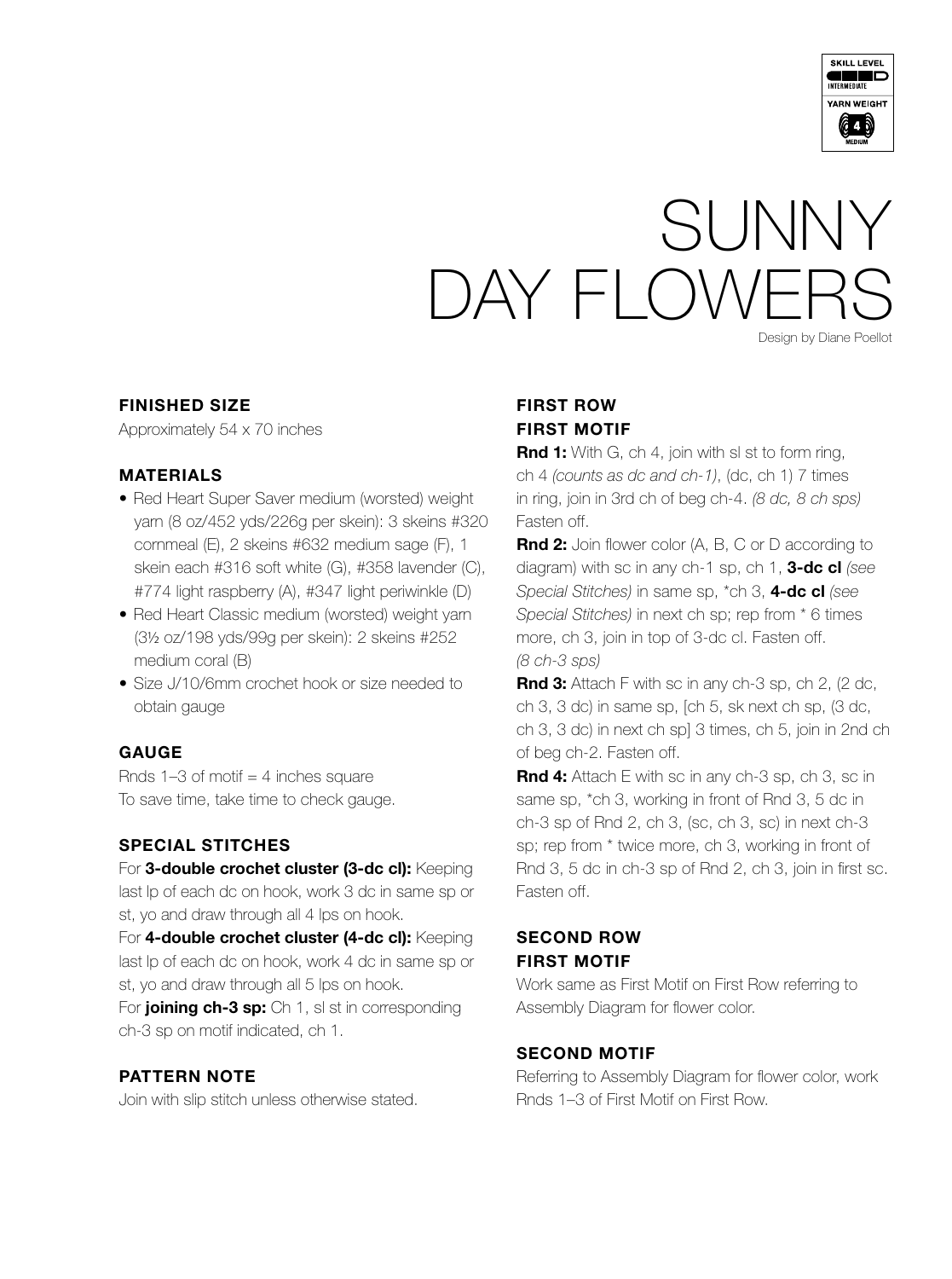SKILL LEVEL
INTERMEDIATE
YARN WEIGHT
4
MEDIUM

# SUNNY DAY FLOWERS

Design by Diane Poellot

## FINISHED SIZE

Approximately 54 x 70 inches

## MATERIALS

- Red Heart Super Saver medium (worsted) weight yarn (8 oz/452 yds/226g per skein): 3 skeins #320 cornmeal (E), 2 skeins #632 medium sage (F), 1 skein each #316 soft white (G), #358 lavender (C), #774 light raspberry (A), #347 light periwinkle (D)
- Red Heart Classic medium (worsted) weight yarn (3½ oz/198 yds/99g per skein): 2 skeins #252 medium coral (B)
- Size J/10/6mm crochet hook or size needed to obtain gauge

## GAUGE

Rnds 1–3 of motif = 4 inches square
To save time, take time to check gauge.

## SPECIAL STITCHES

For **3-double crochet cluster (3-dc cl):** Keeping last lp of each dc on hook, work 3 dc in same sp or st, yo and draw through all 4 lps on hook.

For **4-double crochet cluster (4-dc cl):** Keeping last lp of each dc on hook, work 4 dc in same sp or st, yo and draw through all 5 lps on hook.

For **joining ch-3 sp:** Ch 1, sl st in corresponding ch-3 sp on motif indicated, ch 1.

## PATTERN NOTE

Join with slip stitch unless otherwise stated.

## FIRST ROW

## FIRST MOTIF

**Rnd 1:** With G, ch 4, join with sl st to form ring, ch 4 *(counts as dc and ch-1)*, (dc, ch 1) 7 times in ring, join in 3rd ch of beg ch-4. *(8 dc, 8 ch sps)* Fasten off.

**Rnd 2:** Join flower color (A, B, C or D according to diagram) with sc in any ch-1 sp, ch 1, **3-dc cl** *(see Special Stitches)* in same sp, *ch 3, **4-dc cl** *(see Special Stitches)* in next ch sp; rep from * 6 times more, ch 3, join in top of 3-dc cl. Fasten off. *(8 ch-3 sps)*

**Rnd 3:** Attach F with sc in any ch-3 sp, ch 2, (2 dc, ch 3, 3 dc) in same sp, [ch 5, sk next ch sp, (3 dc, ch 3, 3 dc) in next ch sp] 3 times, ch 5, join in 2nd ch of beg ch-2. Fasten off.

**Rnd 4:** Attach E with sc in any ch-3 sp, ch 3, sc in same sp, *ch 3, working in front of Rnd 3, 5 dc in ch-3 sp of Rnd 2, ch 3, (sc, ch 3, sc) in next ch-3 sp; rep from * twice more, ch 3, working in front of Rnd 3, 5 dc in ch-3 sp of Rnd 2, ch 3, join in first sc. Fasten off.

## SECOND ROW

## FIRST MOTIF

Work same as First Motif on First Row referring to Assembly Diagram for flower color.

## SECOND MOTIF

Referring to Assembly Diagram for flower color, work Rnds 1–3 of First Motif on First Row.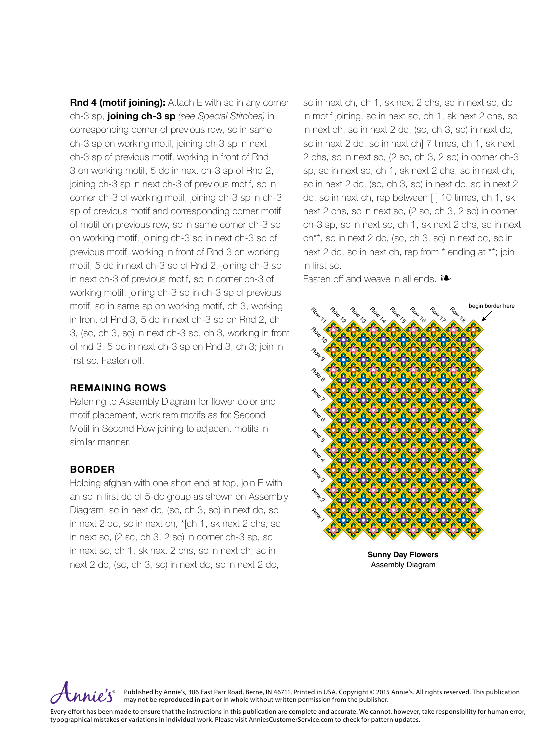**Rnd 4 (motif joining):** Attach E with sc in any corner ch-3 sp, **joining ch-3 sp** *(see Special Stitches)* in corresponding corner of previous row, sc in same ch-3 sp on working motif, joining ch-3 sp in next ch-3 sp of previous motif, working in front of Rnd 3 on working motif, 5 dc in next ch-3 sp of Rnd 2, joining ch-3 sp in next ch-3 of previous motif, sc in corner ch-3 of working motif, joining ch-3 sp in ch-3 sp of previous motif and corresponding corner motif of motif on previous row, sc in same corner ch-3 sp on working motif, joining ch-3 sp in next ch-3 sp of previous motif, working in front of Rnd 3 on working motif, 5 dc in next ch-3 sp of Rnd 2, joining ch-3 sp in next ch-3 of previous motif, sc in corner ch-3 of working motif, joining ch-3 sp in ch-3 sp of previous motif, sc in same sp on working motif, ch 3, working in front of Rnd 3, 5 dc in next ch-3 sp on Rnd 2, ch 3, (sc, ch 3, sc) in next ch-3 sp, ch 3, working in front of rnd 3, 5 dc in next ch-3 sp on Rnd 3, ch 3; join in first sc. Fasten off.

### REMAINING ROWS

Referring to Assembly Diagram for flower color and motif placement, work rem motifs as for Second Motif in Second Row joining to adjacent motifs in similar manner.

### BORDER

Holding afghan with one short end at top, join E with an sc in first dc of 5-dc group as shown on Assembly Diagram, sc in next dc, (sc, ch 3, sc) in next dc, sc in next 2 dc, sc in next ch, *[ch 1, sk next 2 chs, sc in next sc, (2 sc, ch 3, 2 sc) in corner ch-3 sp, sc in next sc, ch 1, sk next 2 chs, sc in next ch, sc in next 2 dc, (sc, ch 3, sc) in next dc, sc in next 2 dc, sc in next ch, ch 1, sk next 2 chs, sc in next sc, dc in motif joining, sc in next sc, ch 1, sk next 2 chs, sc in next ch, sc in next 2 dc, (sc, ch 3, sc) in next dc, sc in next 2 dc, sc in next ch] 7 times, ch 1, sk next 2 chs, sc in next sc, (2 sc, ch 3, 2 sc) in corner ch-3 sp, sc in next sc, ch 1, sk next 2 chs, sc in next ch, sc in next 2 dc, (sc, ch 3, sc) in next dc, sc in next 2 dc, sc in next ch, rep between [ ] 10 times, ch 1, sk next 2 chs, sc in next sc, (2 sc, ch 3, 2 sc) in corner ch-3 sp, sc in next sc, ch 1, sk next 2 chs, sc in next ch**, sc in next 2 dc, (sc, ch 3, sc) in next dc, sc in next 2 dc, sc in next ch, rep from * ending at **; join in first sc.

Fasten off and weave in all ends. ❧

Row 1
Row 2
Row 3
Row 4
Row 5
Row 6
Row 7
Row 8
Row 9
Row 10
Row 11
Row 12
Row 13
Row 14
Row 15
Row 16
Row 17
Row 18
begin border here

**Sunny Day Flowers**
Assembly Diagram

Published by Annie's, 306 East Parr Road, Berne, IN 46711. Printed in USA. Copyright © 2015 Annie's. All rights reserved. This publication may not be reproduced in part or in whole without written permission from the publisher.

Every effort has been made to ensure that the instructions in this publication are complete and accurate. We cannot, however, take responsibility for human error, typographical mistakes or variations in individual work. Please visit AnniesCustomerService.com to check for pattern updates.